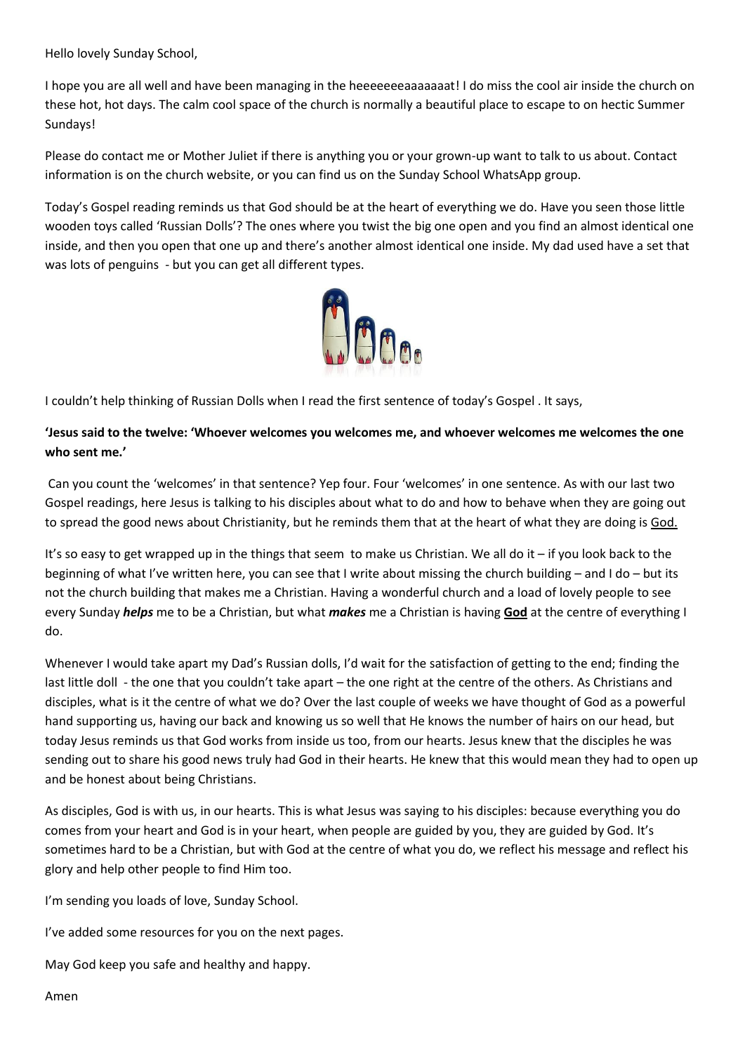Hello lovely Sunday School,

I hope you are all well and have been managing in the heeeeeeeaaaaaaat! I do miss the cool air inside the church on these hot, hot days. The calm cool space of the church is normally a beautiful place to escape to on hectic Summer Sundays!

Please do contact me or Mother Juliet if there is anything you or your grown-up want to talk to us about. Contact information is on the church website, or you can find us on the Sunday School WhatsApp group.

Today's Gospel reading reminds us that God should be at the heart of everything we do. Have you seen those little wooden toys called 'Russian Dolls'? The ones where you twist the big one open and you find an almost identical one inside, and then you open that one up and there's another almost identical one inside. My dad used have a set that was lots of penguins - but you can get all different types.

I couldn't help thinking of Russian Dolls when I read the first sentence of today's Gospel . It says,

**'Jesus said to the twelve: 'Whoever welcomes you welcomes me, and whoever welcomes me welcomes the one who sent me.'**

Can you count the 'welcomes' in that sentence? Yep four. Four 'welcomes' in one sentence. As with our last two Gospel readings, here Jesus is talking to his disciples about what to do and how to behave when they are going out to spread the good news about Christianity, but he reminds them that at the heart of what they are doing is <u>God.</u>

It's so easy to get wrapped up in the things that seem to make us Christian. We all do it – if you look back to the beginning of what I've written here, you can see that I write about missing the church building – and I do – but its not the church building that makes me a Christian. Having a wonderful church and a load of lovely people to see every Sunday ***helps*** me to be a Christian, but what ***makes*** me a Christian is having **<u>God</u>** at the centre of everything I do.

Whenever I would take apart my Dad's Russian dolls, I'd wait for the satisfaction of getting to the end; finding the last little doll - the one that you couldn't take apart – the one right at the centre of the others. As Christians and disciples, what is it the centre of what we do? Over the last couple of weeks we have thought of God as a powerful hand supporting us, having our back and knowing us so well that He knows the number of hairs on our head, but today Jesus reminds us that God works from inside us too, from our hearts. Jesus knew that the disciples he was sending out to share his good news truly had God in their hearts. He knew that this would mean they had to open up and be honest about being Christians.

As disciples, God is with us, in our hearts. This is what Jesus was saying to his disciples: because everything you do comes from your heart and God is in your heart, when people are guided by you, they are guided by God. It's sometimes hard to be a Christian, but with God at the centre of what you do, we reflect his message and reflect his glory and help other people to find Him too.

I'm sending you loads of love, Sunday School.

I've added some resources for you on the next pages.

May God keep you safe and healthy and happy.

Amen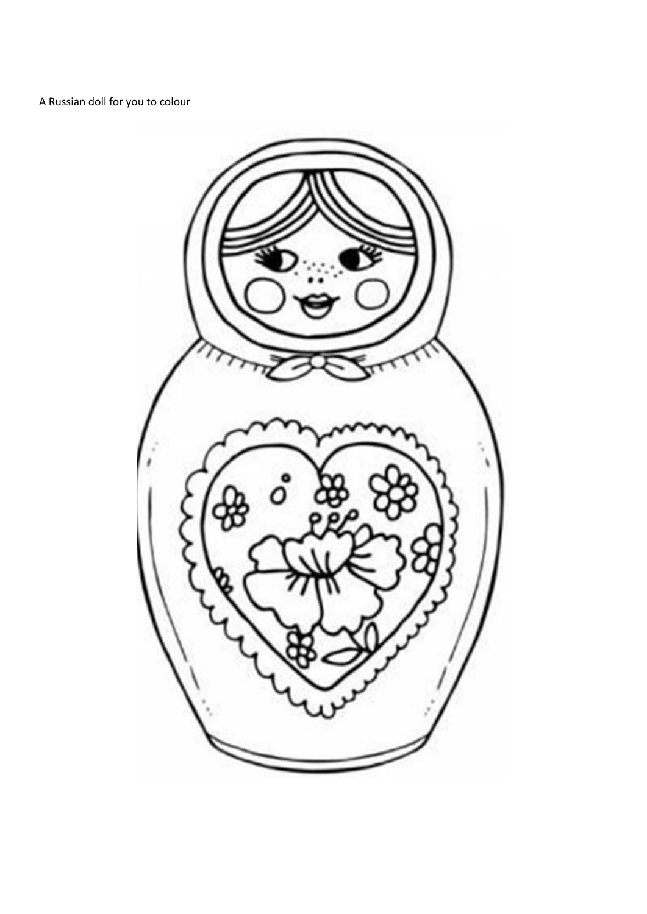A Russian doll for you to colour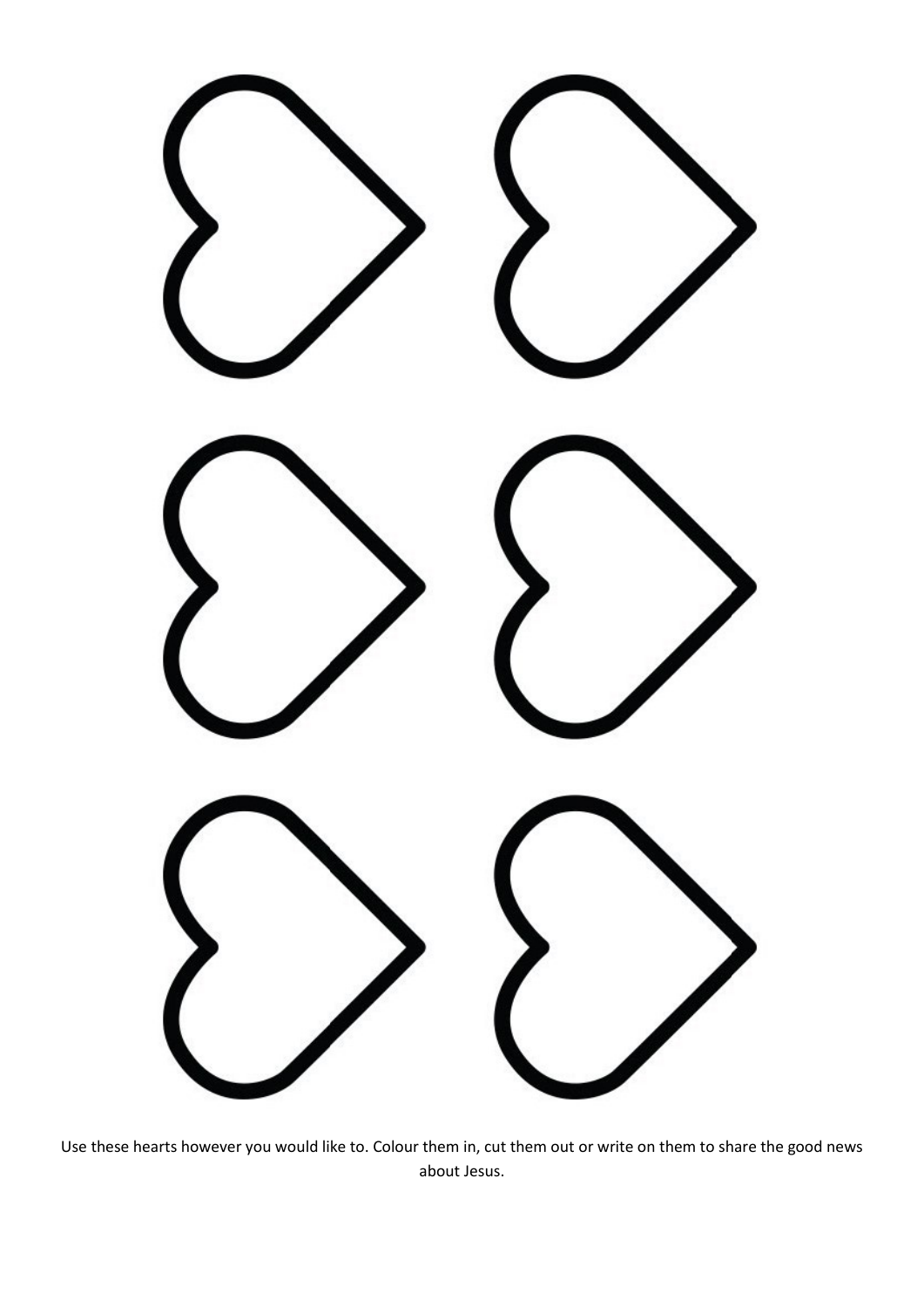Use these hearts however you would like to. Colour them in, cut them out or write on them to share the good news about Jesus.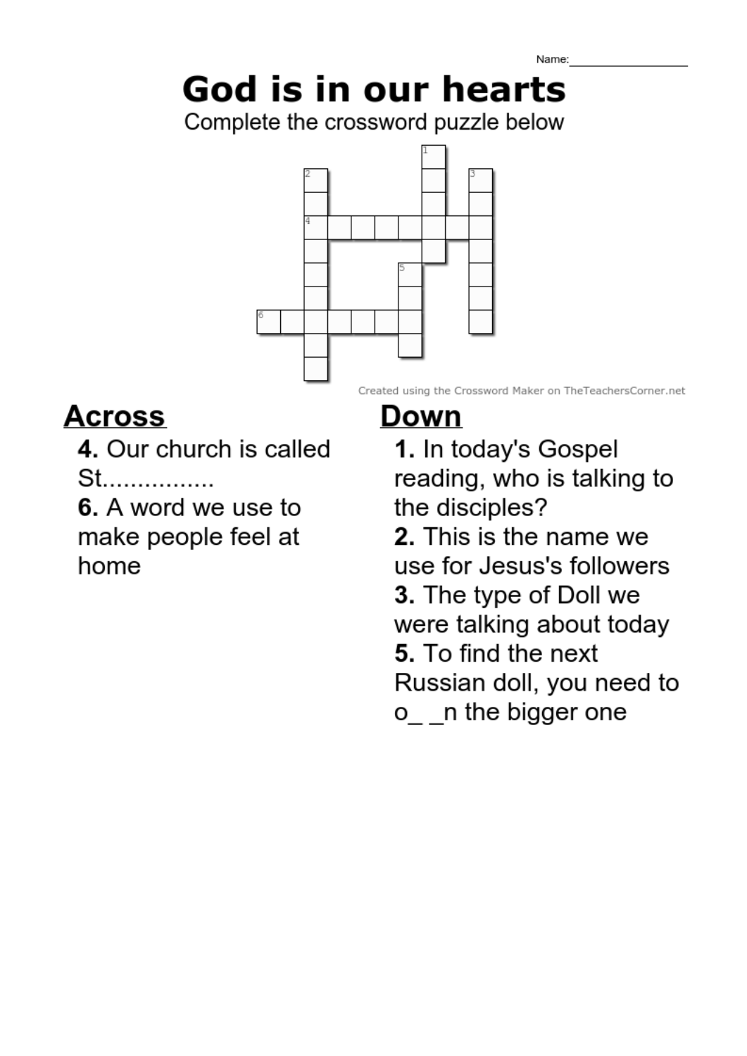Name:_______________

# God is in our hearts

Complete the crossword puzzle below

Created using the Crossword Maker on TheTeachersCorner.net

## Across

**4.** Our church is called St................

**6.** A word we use to make people feel at home

## Down

**1.** In today's Gospel reading, who is talking to the disciples?

**2.** This is the name we use for Jesus's followers

**3.** The type of Doll we were talking about today

**5.** To find the next Russian doll, you need to o_ _n the bigger one